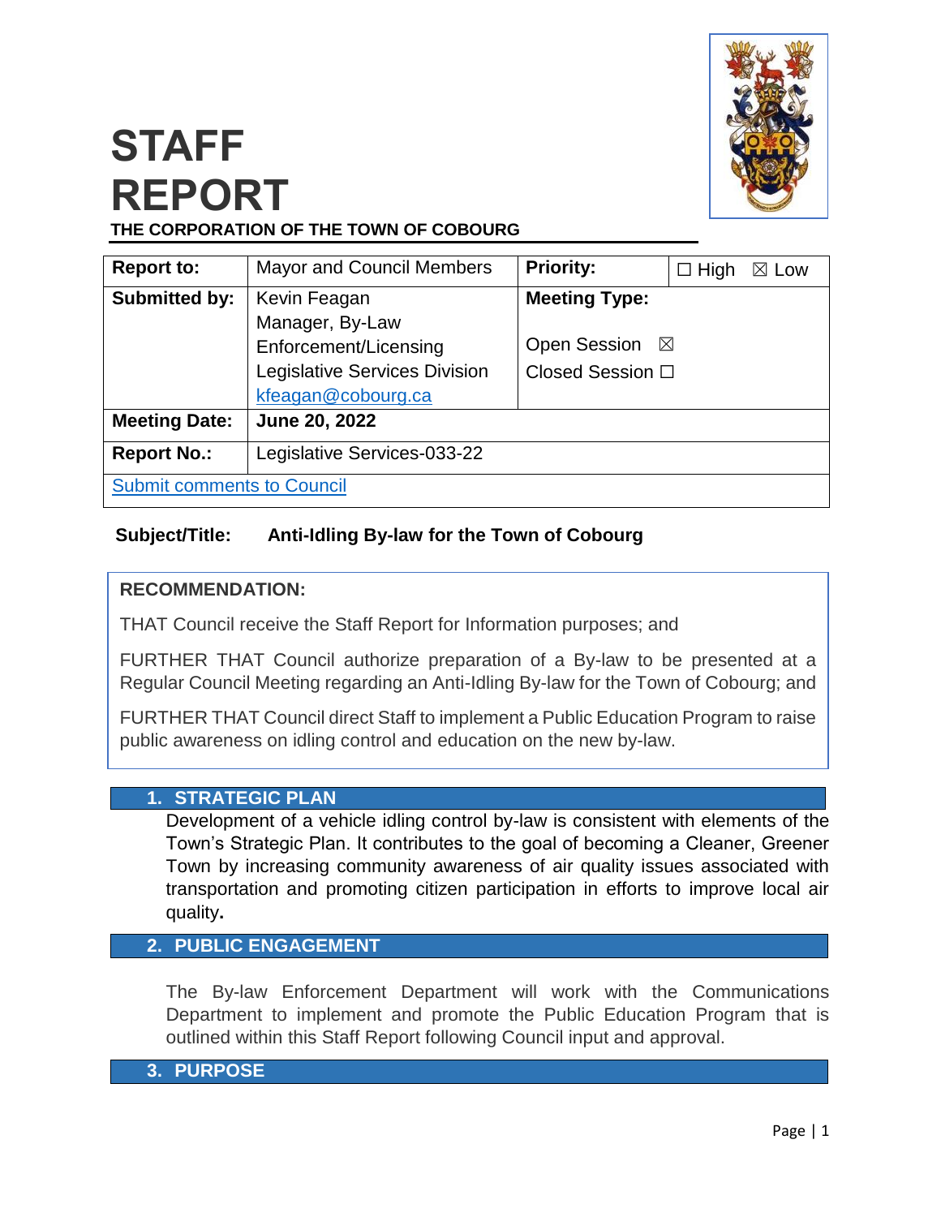# STAFF REPORT

**THE CORPORATION OF THE TOWN OF COBOURG**

| **Report to:** | Mayor and Council Members | **Priority:** | ☐ High ☒ Low |
|---|---|---|---|
| **Submitted by:** | Kevin Feagan<br>Manager, By-Law Enforcement/Licensing<br>Legislative Services Division<br>kfeagan@cobourg.ca | **Meeting Type:**<br><br>Open Session ☒<br>Closed Session ☐ | |
| **Meeting Date:** | **June 20, 2022** | | |
| **Report No.:** | Legislative Services-033-22 | | |
| Submit comments to Council | | | |

**Subject/Title: Anti-Idling By-law for the Town of Cobourg**

**RECOMMENDATION:**

THAT Council receive the Staff Report for Information purposes; and

FURTHER THAT Council authorize preparation of a By-law to be presented at a Regular Council Meeting regarding an Anti-Idling By-law for the Town of Cobourg; and

FURTHER THAT Council direct Staff to implement a Public Education Program to raise public awareness on idling control and education on the new by-law.

## 1. STRATEGIC PLAN

Development of a vehicle idling control by-law is consistent with elements of the Town's Strategic Plan. It contributes to the goal of becoming a Cleaner, Greener Town by increasing community awareness of air quality issues associated with transportation and promoting citizen participation in efforts to improve local air quality**.**

## 2. PUBLIC ENGAGEMENT

The By-law Enforcement Department will work with the Communications Department to implement and promote the Public Education Program that is outlined within this Staff Report following Council input and approval.

## 3. PURPOSE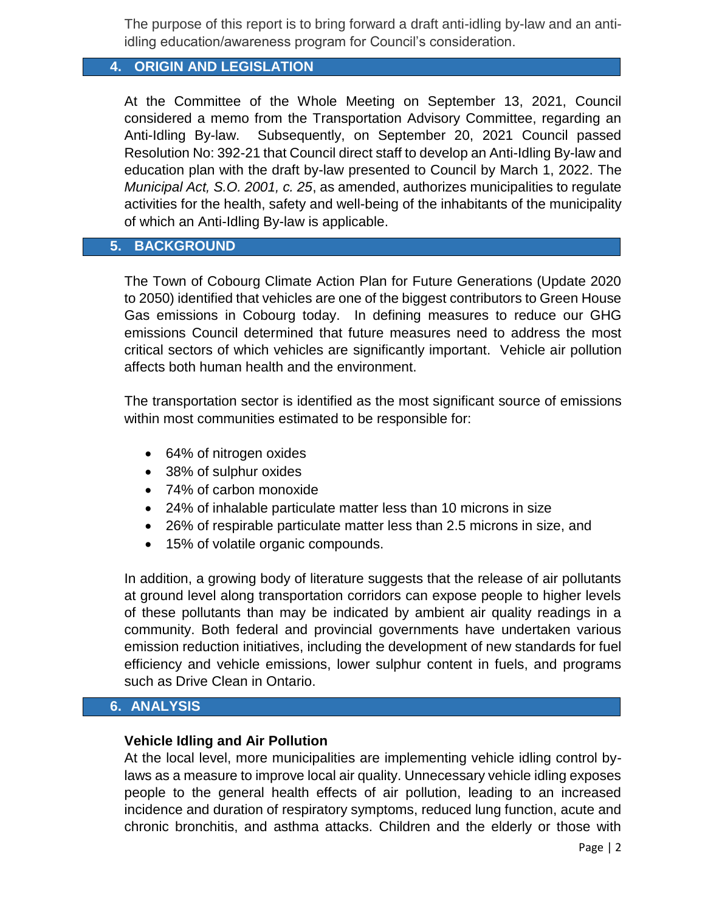The purpose of this report is to bring forward a draft anti-idling by-law and an anti-idling education/awareness program for Council's consideration.

## 4. ORIGIN AND LEGISLATION

At the Committee of the Whole Meeting on September 13, 2021, Council considered a memo from the Transportation Advisory Committee, regarding an Anti-Idling By-law. Subsequently, on September 20, 2021 Council passed Resolution No: 392-21 that Council direct staff to develop an Anti-Idling By-law and education plan with the draft by-law presented to Council by March 1, 2022. The *Municipal Act, S.O. 2001, c. 25*, as amended, authorizes municipalities to regulate activities for the health, safety and well-being of the inhabitants of the municipality of which an Anti-Idling By-law is applicable.

## 5. BACKGROUND

The Town of Cobourg Climate Action Plan for Future Generations (Update 2020 to 2050) identified that vehicles are one of the biggest contributors to Green House Gas emissions in Cobourg today. In defining measures to reduce our GHG emissions Council determined that future measures need to address the most critical sectors of which vehicles are significantly important. Vehicle air pollution affects both human health and the environment.

The transportation sector is identified as the most significant source of emissions within most communities estimated to be responsible for:

- 64% of nitrogen oxides
- 38% of sulphur oxides
- 74% of carbon monoxide
- 24% of inhalable particulate matter less than 10 microns in size
- 26% of respirable particulate matter less than 2.5 microns in size, and
- 15% of volatile organic compounds.

In addition, a growing body of literature suggests that the release of air pollutants at ground level along transportation corridors can expose people to higher levels of these pollutants than may be indicated by ambient air quality readings in a community. Both federal and provincial governments have undertaken various emission reduction initiatives, including the development of new standards for fuel efficiency and vehicle emissions, lower sulphur content in fuels, and programs such as Drive Clean in Ontario.

## 6. ANALYSIS

### Vehicle Idling and Air Pollution

At the local level, more municipalities are implementing vehicle idling control by-laws as a measure to improve local air quality. Unnecessary vehicle idling exposes people to the general health effects of air pollution, leading to an increased incidence and duration of respiratory symptoms, reduced lung function, acute and chronic bronchitis, and asthma attacks. Children and the elderly or those with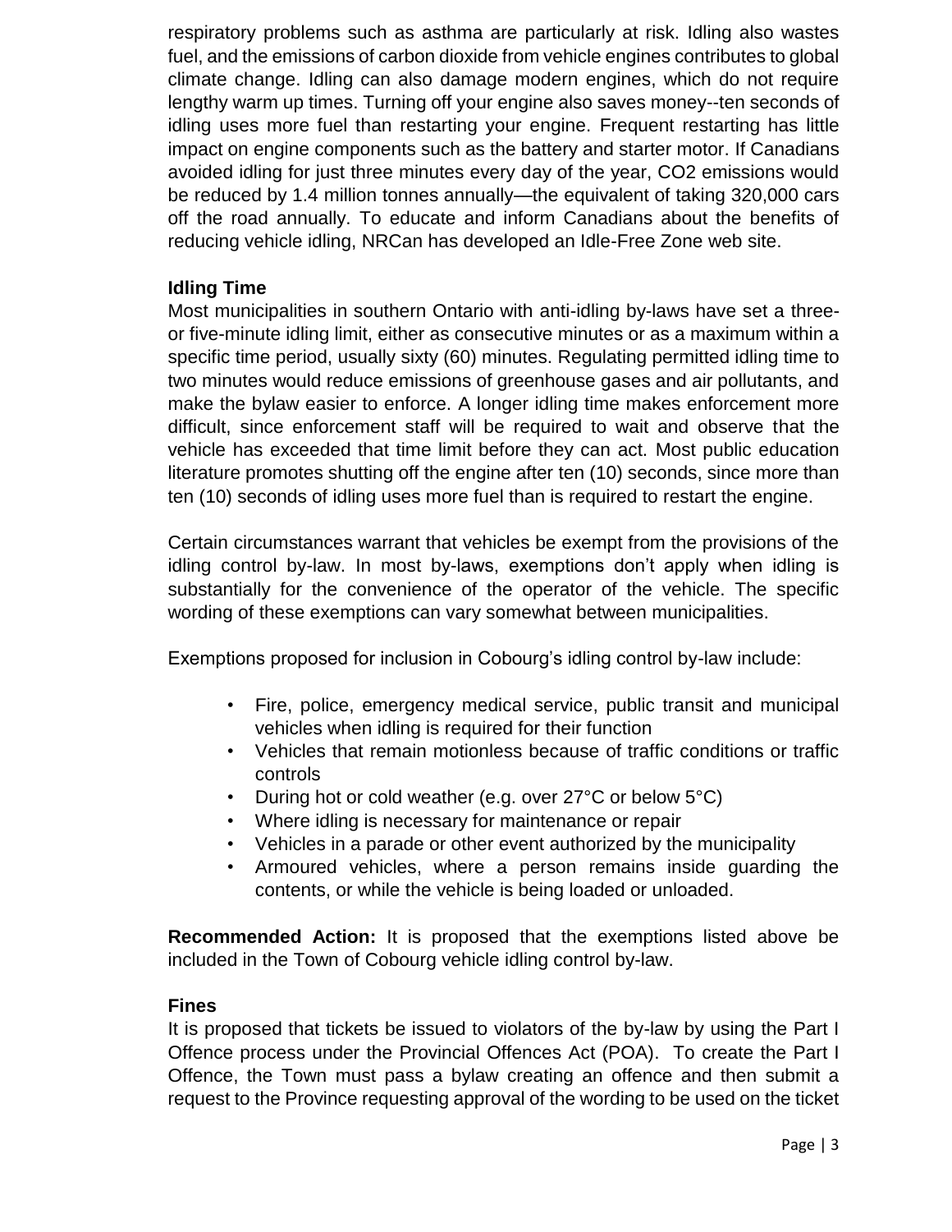respiratory problems such as asthma are particularly at risk. Idling also wastes fuel, and the emissions of carbon dioxide from vehicle engines contributes to global climate change. Idling can also damage modern engines, which do not require lengthy warm up times. Turning off your engine also saves money--ten seconds of idling uses more fuel than restarting your engine. Frequent restarting has little impact on engine components such as the battery and starter motor. If Canadians avoided idling for just three minutes every day of the year, $CO_2$ emissions would be reduced by 1.4 million tonnes annually—the equivalent of taking 320,000 cars off the road annually. To educate and inform Canadians about the benefits of reducing vehicle idling, NRCan has developed an Idle-Free Zone web site.

**Idling Time**

Most municipalities in southern Ontario with anti-idling by-laws have set a three- or five-minute idling limit, either as consecutive minutes or as a maximum within a specific time period, usually sixty (60) minutes. Regulating permitted idling time to two minutes would reduce emissions of greenhouse gases and air pollutants, and make the bylaw easier to enforce. A longer idling time makes enforcement more difficult, since enforcement staff will be required to wait and observe that the vehicle has exceeded that time limit before they can act. Most public education literature promotes shutting off the engine after ten (10) seconds, since more than ten (10) seconds of idling uses more fuel than is required to restart the engine.

Certain circumstances warrant that vehicles be exempt from the provisions of the idling control by-law. In most by-laws, exemptions don't apply when idling is substantially for the convenience of the operator of the vehicle. The specific wording of these exemptions can vary somewhat between municipalities.

Exemptions proposed for inclusion in Cobourg's idling control by-law include:

- Fire, police, emergency medical service, public transit and municipal vehicles when idling is required for their function
- Vehicles that remain motionless because of traffic conditions or traffic controls
- During hot or cold weather (e.g. over 27°C or below 5°C)
- Where idling is necessary for maintenance or repair
- Vehicles in a parade or other event authorized by the municipality
- Armoured vehicles, where a person remains inside guarding the contents, or while the vehicle is being loaded or unloaded.

**Recommended Action:** It is proposed that the exemptions listed above be included in the Town of Cobourg vehicle idling control by-law.

**Fines**

It is proposed that tickets be issued to violators of the by-law by using the Part I Offence process under the Provincial Offences Act (POA). To create the Part I Offence, the Town must pass a bylaw creating an offence and then submit a request to the Province requesting approval of the wording to be used on the ticket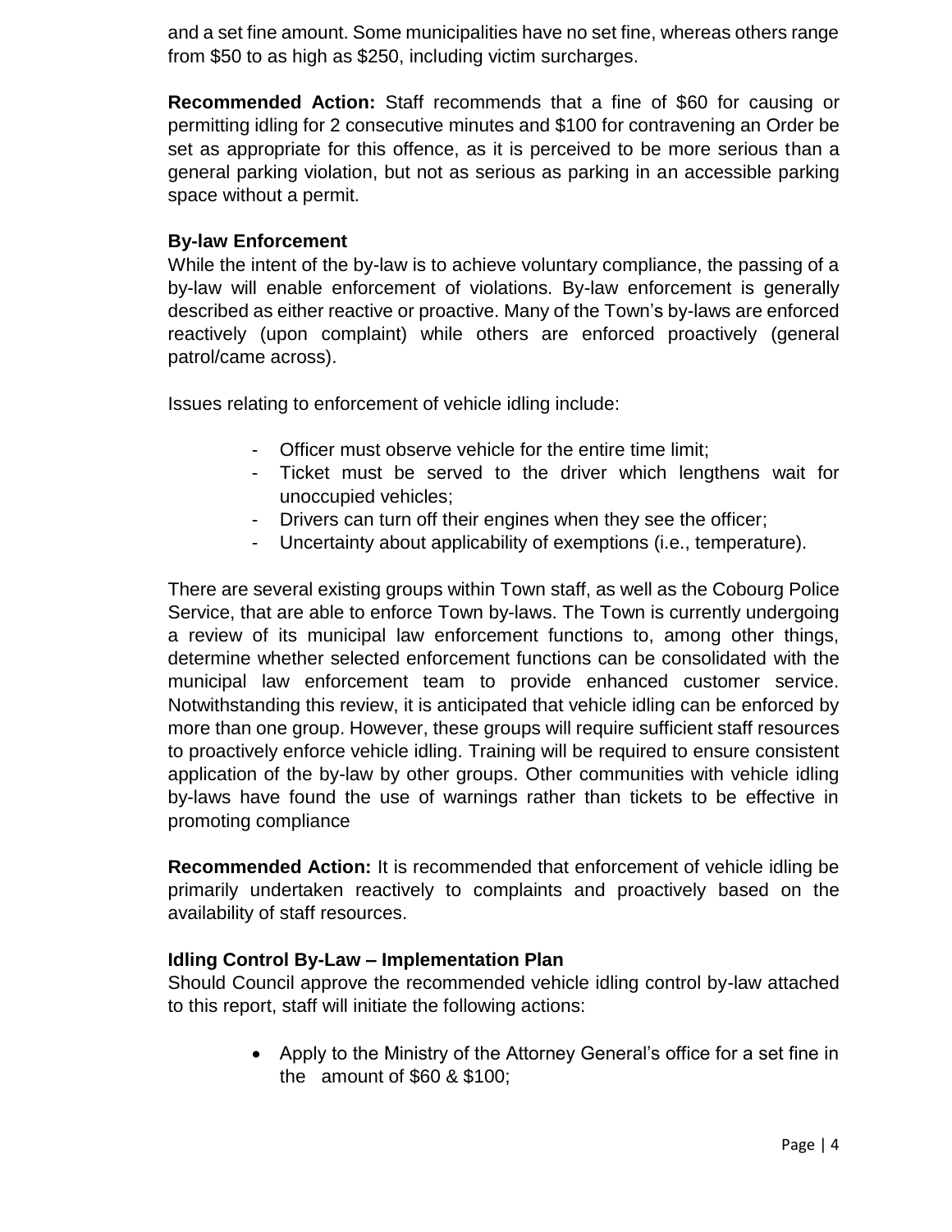and a set fine amount. Some municipalities have no set fine, whereas others range from $50 to as high as $250, including victim surcharges.

**Recommended Action:** Staff recommends that a fine of $60 for causing or permitting idling for 2 consecutive minutes and $100 for contravening an Order be set as appropriate for this offence, as it is perceived to be more serious than a general parking violation, but not as serious as parking in an accessible parking space without a permit.

### By-law Enforcement

While the intent of the by-law is to achieve voluntary compliance, the passing of a by-law will enable enforcement of violations. By-law enforcement is generally described as either reactive or proactive. Many of the Town's by-laws are enforced reactively (upon complaint) while others are enforced proactively (general patrol/came across).

Issues relating to enforcement of vehicle idling include:

- Officer must observe vehicle for the entire time limit;
- Ticket must be served to the driver which lengthens wait for unoccupied vehicles;
- Drivers can turn off their engines when they see the officer;
- Uncertainty about applicability of exemptions (i.e., temperature).

There are several existing groups within Town staff, as well as the Cobourg Police Service, that are able to enforce Town by-laws. The Town is currently undergoing a review of its municipal law enforcement functions to, among other things, determine whether selected enforcement functions can be consolidated with the municipal law enforcement team to provide enhanced customer service. Notwithstanding this review, it is anticipated that vehicle idling can be enforced by more than one group. However, these groups will require sufficient staff resources to proactively enforce vehicle idling. Training will be required to ensure consistent application of the by-law by other groups. Other communities with vehicle idling by-laws have found the use of warnings rather than tickets to be effective in promoting compliance

**Recommended Action:** It is recommended that enforcement of vehicle idling be primarily undertaken reactively to complaints and proactively based on the availability of staff resources.

### Idling Control By-Law – Implementation Plan

Should Council approve the recommended vehicle idling control by-law attached to this report, staff will initiate the following actions:

- Apply to the Ministry of the Attorney General's office for a set fine in the amount of $60 & $100;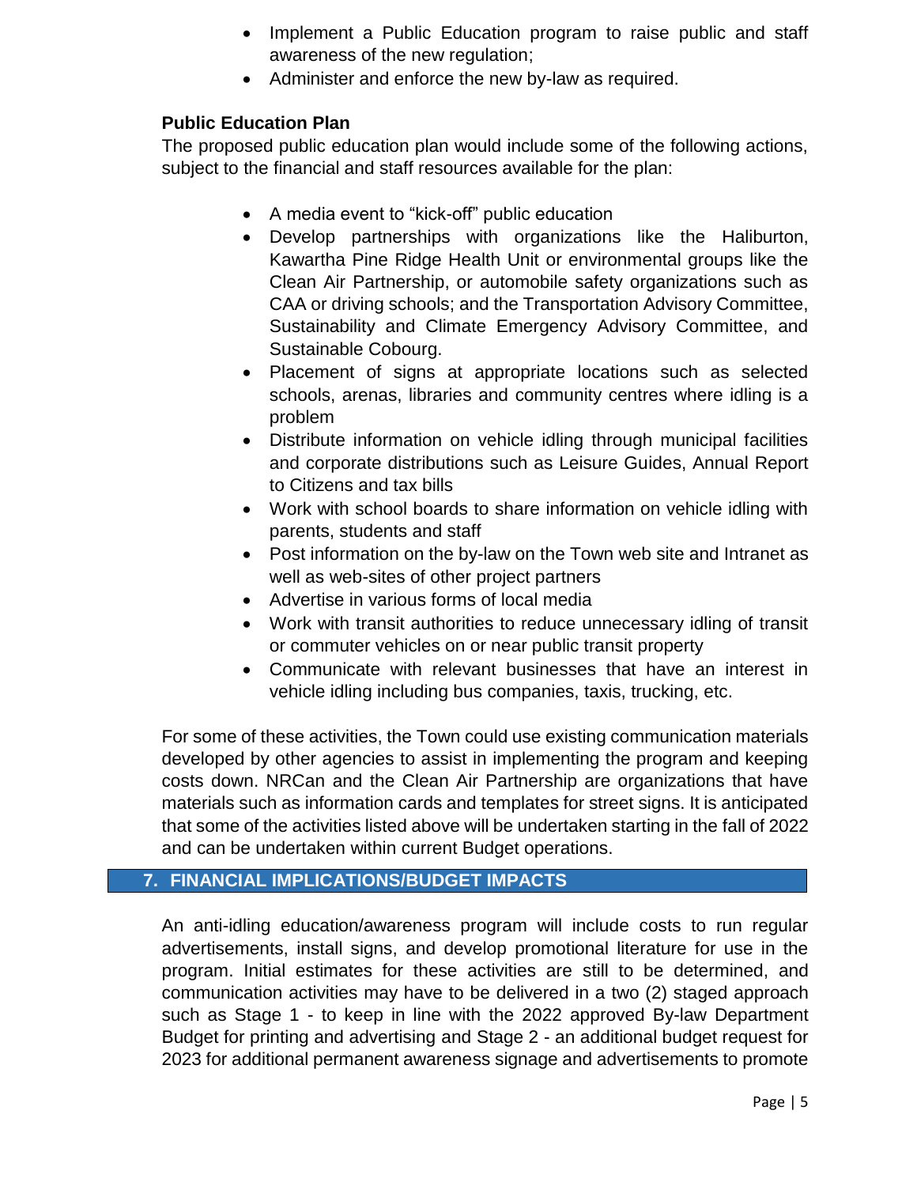- Implement a Public Education program to raise public and staff awareness of the new regulation;
- Administer and enforce the new by-law as required.

**Public Education Plan**

The proposed public education plan would include some of the following actions, subject to the financial and staff resources available for the plan:

- A media event to "kick-off" public education
- Develop partnerships with organizations like the Haliburton, Kawartha Pine Ridge Health Unit or environmental groups like the Clean Air Partnership, or automobile safety organizations such as CAA or driving schools; and the Transportation Advisory Committee, Sustainability and Climate Emergency Advisory Committee, and Sustainable Cobourg.
- Placement of signs at appropriate locations such as selected schools, arenas, libraries and community centres where idling is a problem
- Distribute information on vehicle idling through municipal facilities and corporate distributions such as Leisure Guides, Annual Report to Citizens and tax bills
- Work with school boards to share information on vehicle idling with parents, students and staff
- Post information on the by-law on the Town web site and Intranet as well as web-sites of other project partners
- Advertise in various forms of local media
- Work with transit authorities to reduce unnecessary idling of transit or commuter vehicles on or near public transit property
- Communicate with relevant businesses that have an interest in vehicle idling including bus companies, taxis, trucking, etc.

For some of these activities, the Town could use existing communication materials developed by other agencies to assist in implementing the program and keeping costs down. NRCan and the Clean Air Partnership are organizations that have materials such as information cards and templates for street signs. It is anticipated that some of the activities listed above will be undertaken starting in the fall of 2022 and can be undertaken within current Budget operations.

## 7. FINANCIAL IMPLICATIONS/BUDGET IMPACTS

An anti-idling education/awareness program will include costs to run regular advertisements, install signs, and develop promotional literature for use in the program. Initial estimates for these activities are still to be determined, and communication activities may have to be delivered in a two (2) staged approach such as Stage 1 - to keep in line with the 2022 approved By-law Department Budget for printing and advertising and Stage 2 - an additional budget request for 2023 for additional permanent awareness signage and advertisements to promote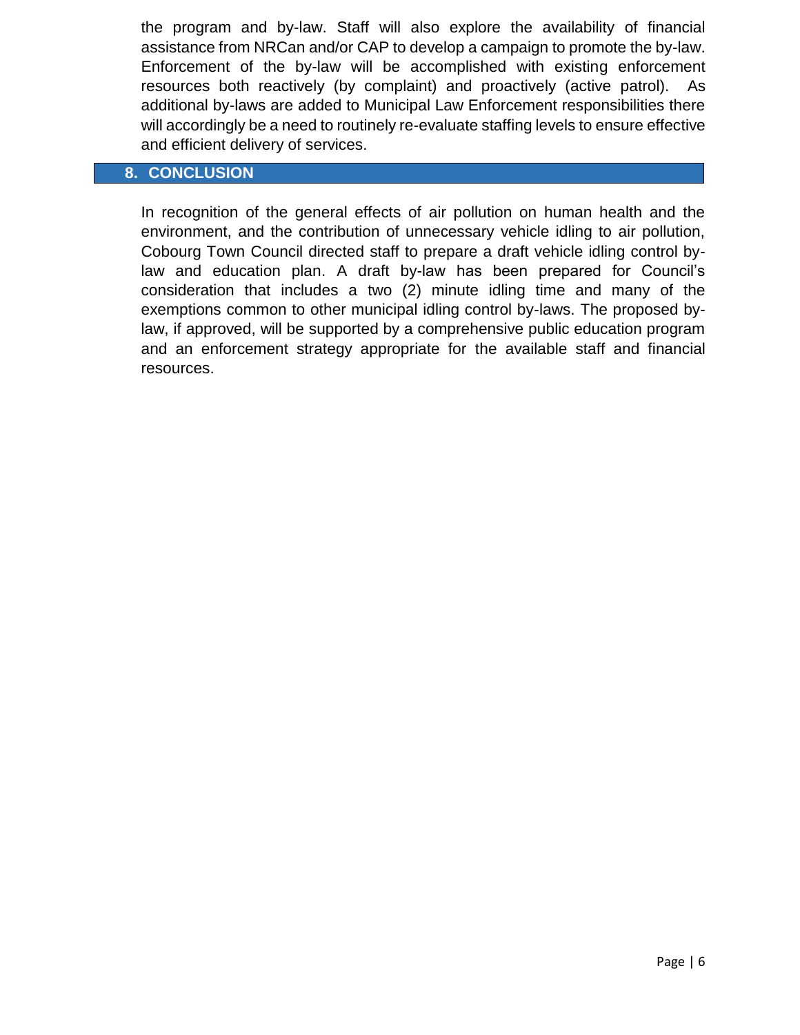the program and by-law. Staff will also explore the availability of financial assistance from NRCan and/or CAP to develop a campaign to promote the by-law. Enforcement of the by-law will be accomplished with existing enforcement resources both reactively (by complaint) and proactively (active patrol). As additional by-laws are added to Municipal Law Enforcement responsibilities there will accordingly be a need to routinely re-evaluate staffing levels to ensure effective and efficient delivery of services.

## 8. CONCLUSION

In recognition of the general effects of air pollution on human health and the environment, and the contribution of unnecessary vehicle idling to air pollution, Cobourg Town Council directed staff to prepare a draft vehicle idling control by-law and education plan. A draft by-law has been prepared for Council's consideration that includes a two (2) minute idling time and many of the exemptions common to other municipal idling control by-laws. The proposed by-law, if approved, will be supported by a comprehensive public education program and an enforcement strategy appropriate for the available staff and financial resources.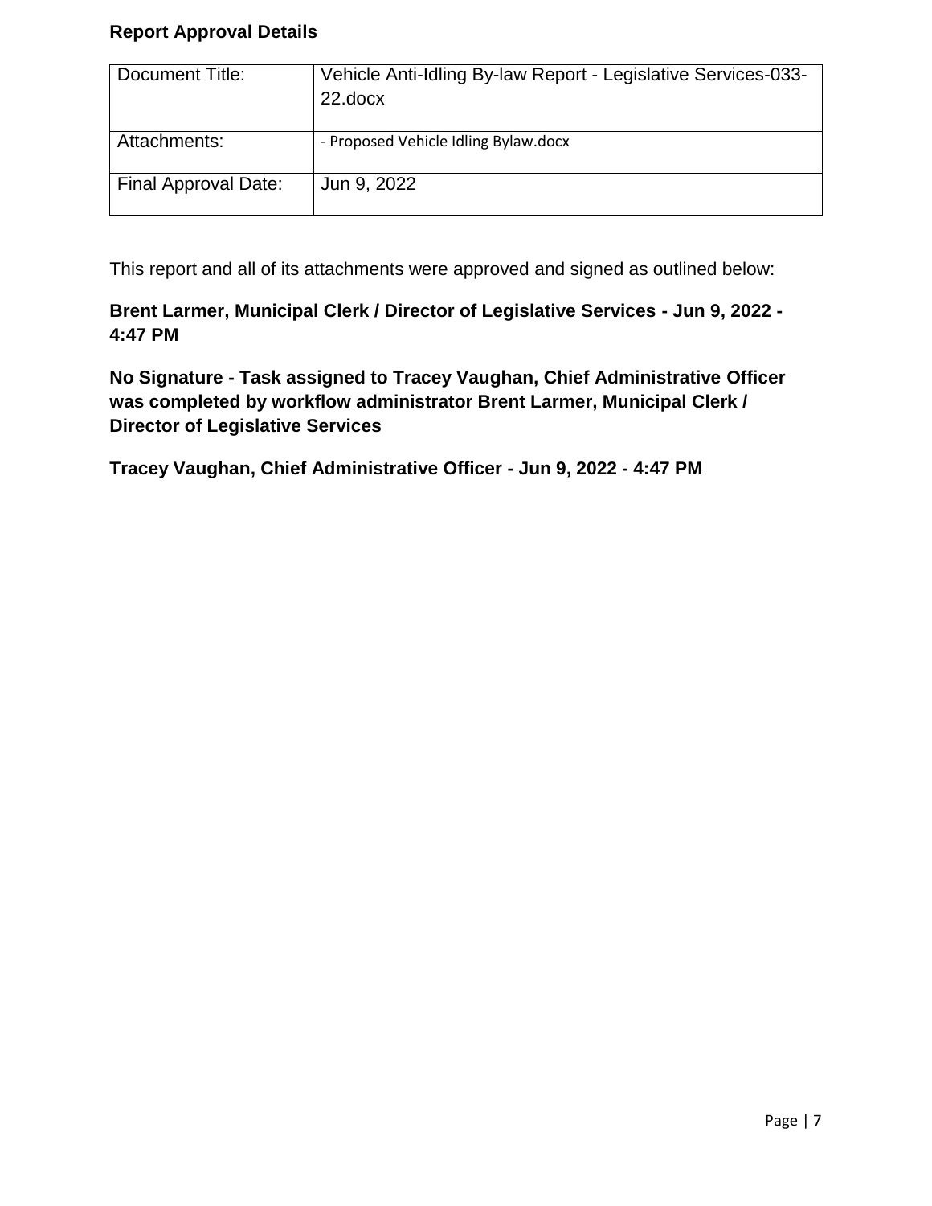**Report Approval Details**

| Document Title: | Vehicle Anti-Idling By-law Report - Legislative Services-033-22.docx |
|---|---|
| Attachments: | - Proposed Vehicle Idling Bylaw.docx |
| Final Approval Date: | Jun 9, 2022 |

This report and all of its attachments were approved and signed as outlined below:

**Brent Larmer, Municipal Clerk / Director of Legislative Services - Jun 9, 2022 - 4:47 PM**

**No Signature - Task assigned to Tracey Vaughan, Chief Administrative Officer was completed by workflow administrator Brent Larmer, Municipal Clerk / Director of Legislative Services**

**Tracey Vaughan, Chief Administrative Officer - Jun 9, 2022 - 4:47 PM**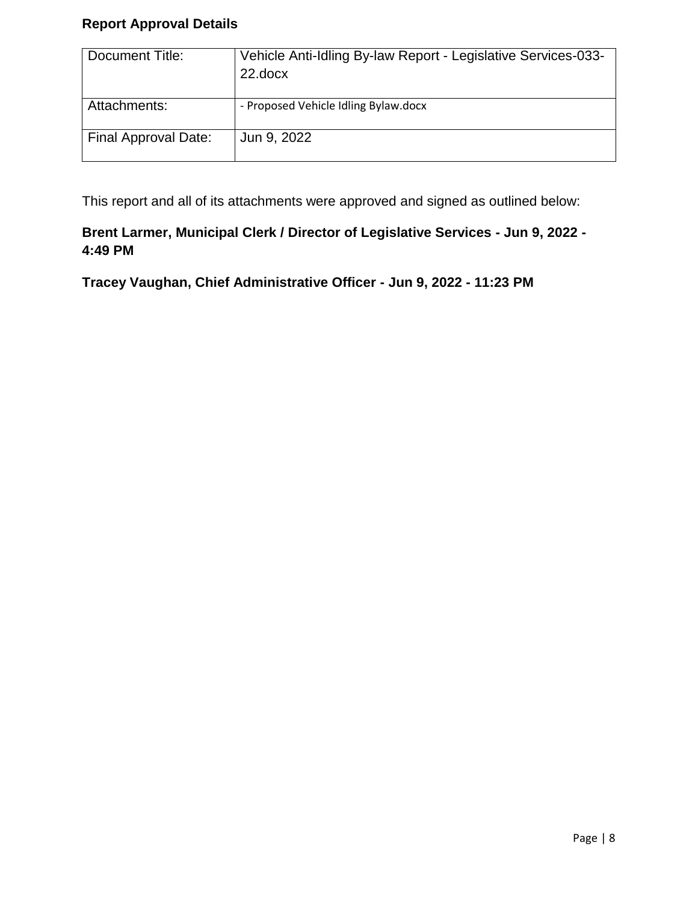## Report Approval Details

| | |
|---|---|
| Document Title: | Vehicle Anti-Idling By-law Report - Legislative Services-033-22.docx |
| Attachments: | - Proposed Vehicle Idling Bylaw.docx |
| Final Approval Date: | Jun 9, 2022 |

This report and all of its attachments were approved and signed as outlined below:

**Brent Larmer, Municipal Clerk / Director of Legislative Services - Jun 9, 2022 - 4:49 PM**

**Tracey Vaughan, Chief Administrative Officer - Jun 9, 2022 - 11:23 PM**